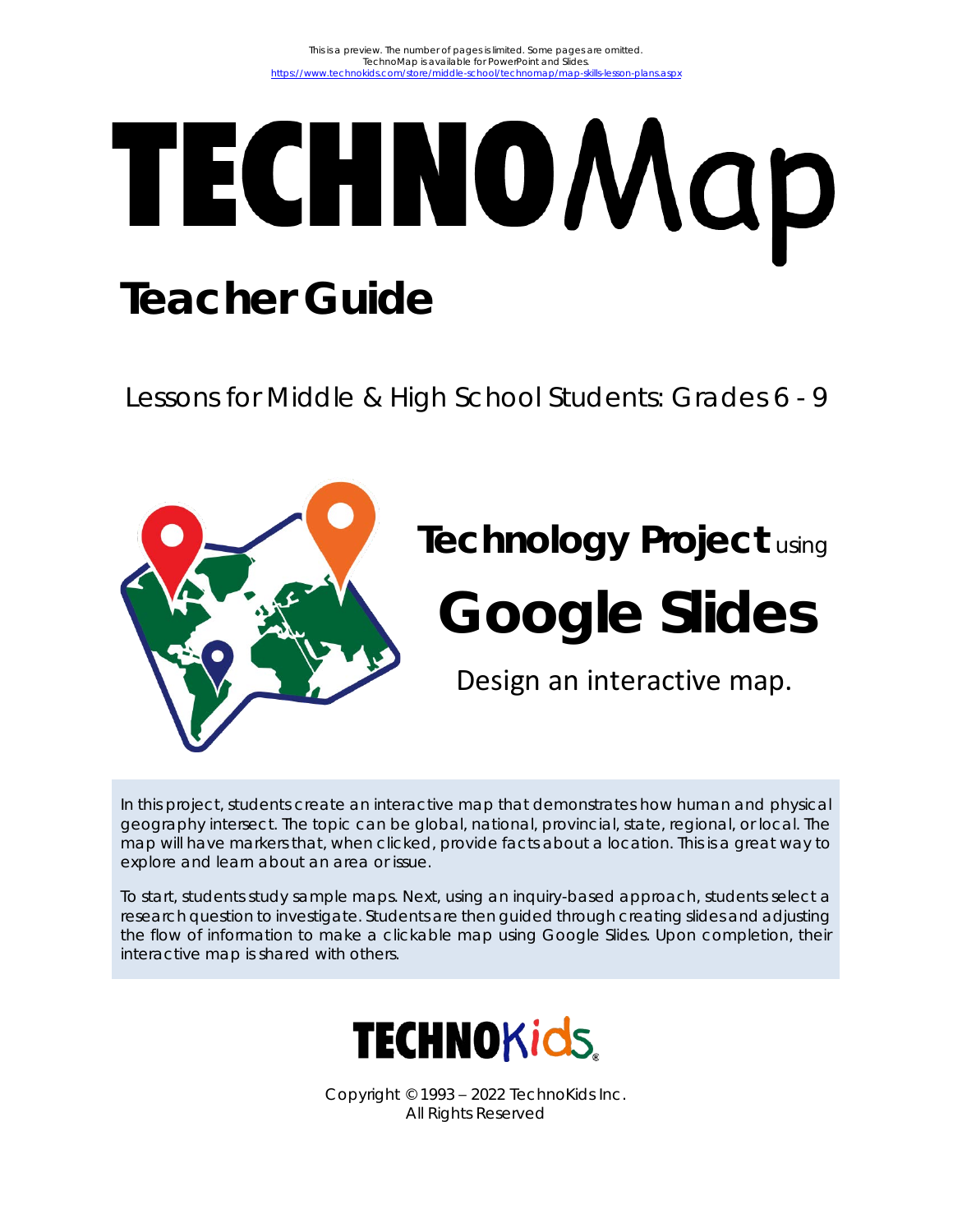This is a preview. The number of pages is limited. Some pages are omitted.
TechnoMap is available for PowerPoint and Slides.
https://www.technokids.com/store/middle-school/technomap/map-skills-lesson-plans.aspx

# TECHNOMap

## Teacher Guide

Lessons for Middle & High School Students: Grades 6 - 9

**Technology Project** using

# Google Slides

Design an interactive map.

In this project, students create an interactive map that demonstrates how human and physical geography intersect. The topic can be global, national, provincial, state, regional, or local. The map will have markers that, when clicked, provide facts about a location. This is a great way to explore and learn about an area or issue.

To start, students study sample maps. Next, using an inquiry-based approach, students select a research question to investigate. Students are then guided through creating slides and adjusting the flow of information to make a clickable map using Google Slides. Upon completion, their interactive map is shared with others.

TECHNOKids®

Copyright © 1993 – 2022 TechnoKids Inc.
All Rights Reserved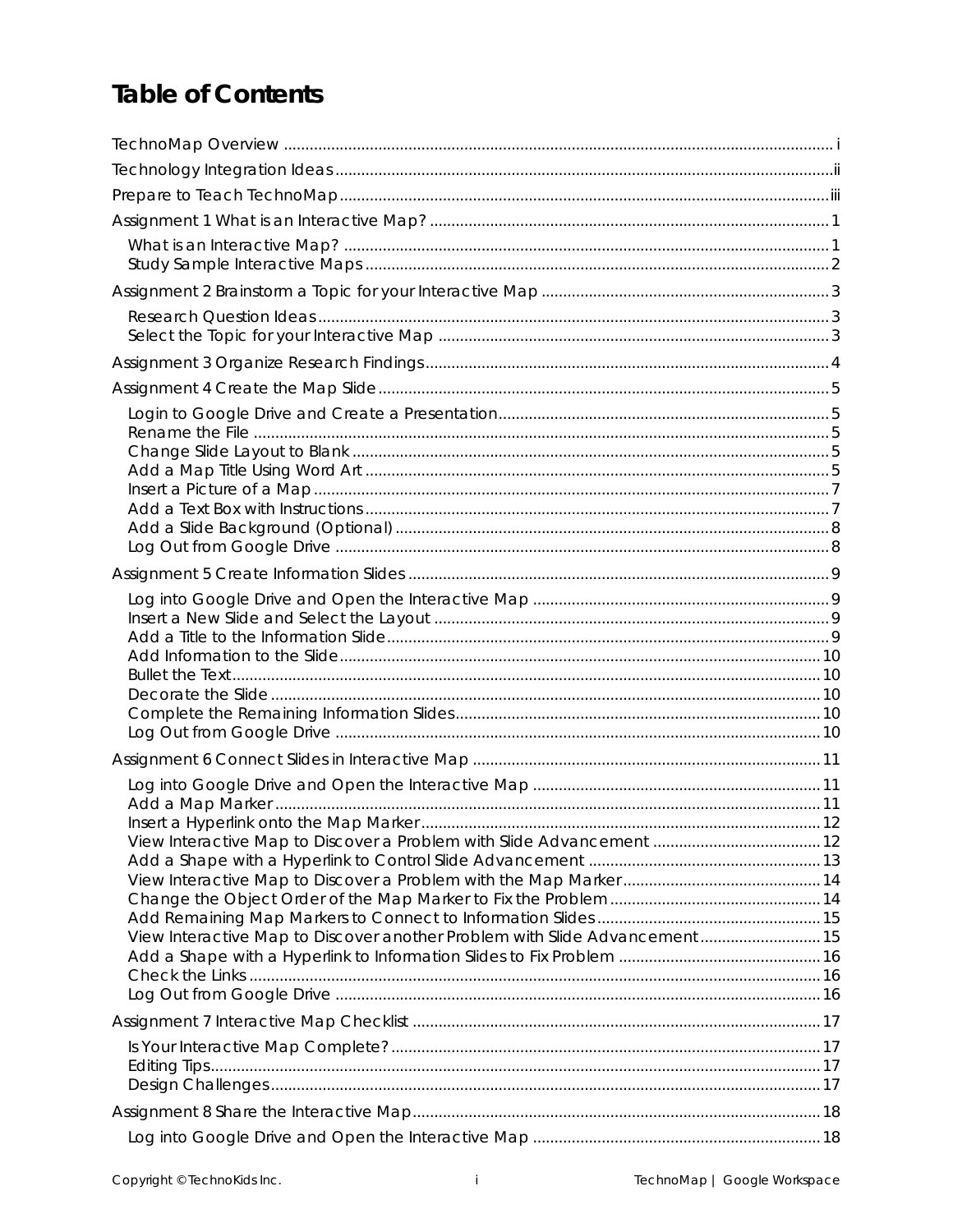# Table of Contents

TechnoMap Overview ..... i

Technology Integration Ideas ..... ii

Prepare to Teach TechnoMap ..... iii

Assignment 1 What is an Interactive Map? ..... 1

- What is an Interactive Map? ..... 1
- Study Sample Interactive Maps ..... 2

Assignment 2 Brainstorm a Topic for your Interactive Map ..... 3

- Research Question Ideas ..... 3
- Select the Topic for your Interactive Map ..... 3

Assignment 3 Organize Research Findings ..... 4

Assignment 4 Create the Map Slide ..... 5

- Login to Google Drive and Create a Presentation ..... 5
- Rename the File ..... 5
- Change Slide Layout to Blank ..... 5
- Add a Map Title Using Word Art ..... 5
- Insert a Picture of a Map ..... 7
- Add a Text Box with Instructions ..... 7
- Add a Slide Background (Optional) ..... 8
- Log Out from Google Drive ..... 8

Assignment 5 Create Information Slides ..... 9

- Log into Google Drive and Open the Interactive Map ..... 9
- Insert a New Slide and Select the Layout ..... 9
- Add a Title to the Information Slide ..... 9
- Add Information to the Slide ..... 10
- Bullet the Text ..... 10
- Decorate the Slide ..... 10
- Complete the Remaining Information Slides ..... 10
- Log Out from Google Drive ..... 10

Assignment 6 Connect Slides in Interactive Map ..... 11

- Log into Google Drive and Open the Interactive Map ..... 11
- Add a Map Marker ..... 11
- Insert a Hyperlink onto the Map Marker ..... 12
- View Interactive Map to Discover a Problem with Slide Advancement ..... 12
- Add a Shape with a Hyperlink to Control Slide Advancement ..... 13
- View Interactive Map to Discover a Problem with the Map Marker ..... 14
- Change the Object Order of the Map Marker to Fix the Problem ..... 14
- Add Remaining Map Markers to Connect to Information Slides ..... 15
- View Interactive Map to Discover another Problem with Slide Advancement ..... 15
- Add a Shape with a Hyperlink to Information Slides to Fix Problem ..... 16
- Check the Links ..... 16
- Log Out from Google Drive ..... 16

Assignment 7 Interactive Map Checklist ..... 17

- Is Your Interactive Map Complete? ..... 17
- Editing Tips ..... 17
- Design Challenges ..... 17

Assignment 8 Share the Interactive Map ..... 18

- Log into Google Drive and Open the Interactive Map ..... 18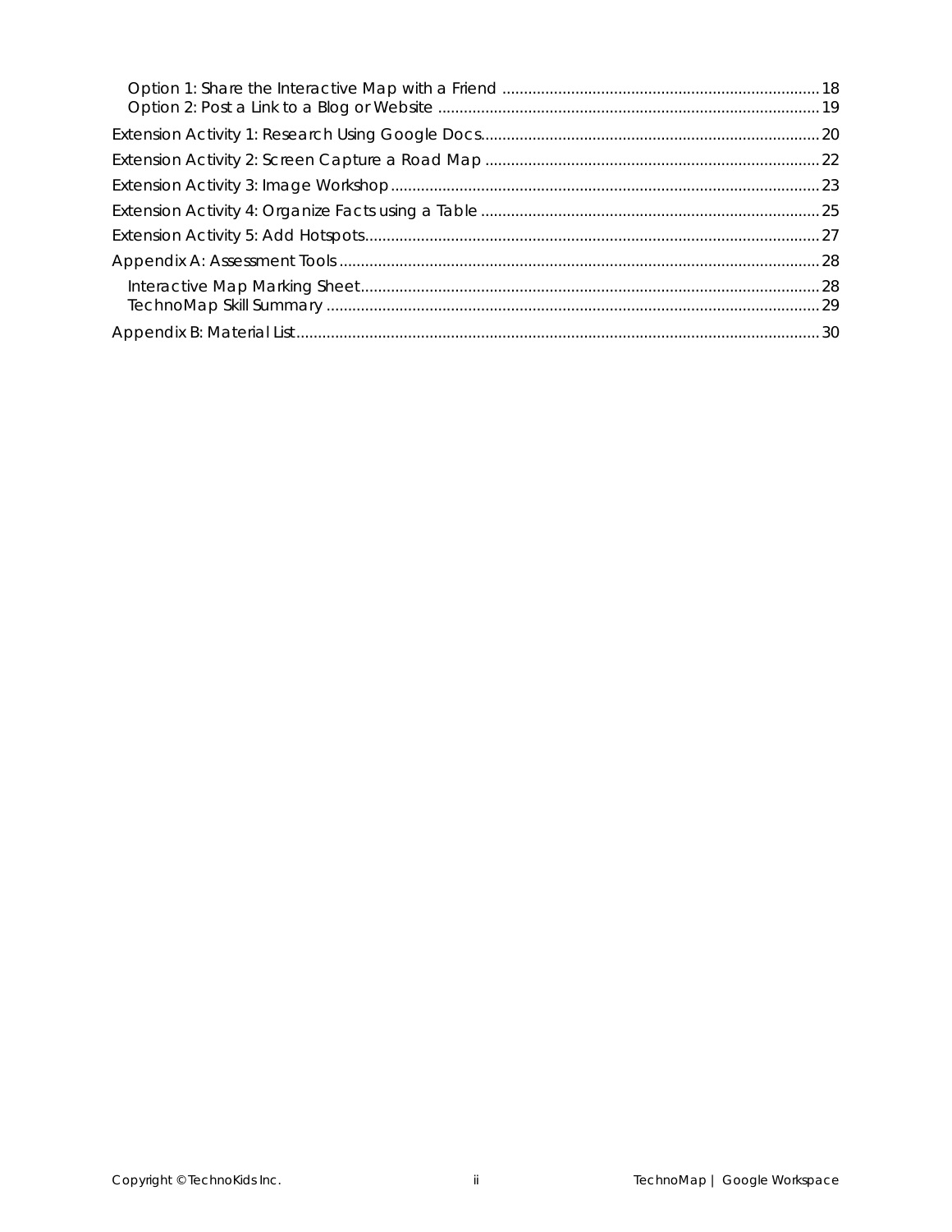Option 1: Share the Interactive Map with a Friend ........................................................................ 18
Option 2: Post a Link to a Blog or Website ........................................................................................ 19

Extension Activity 1: Research Using Google Docs.............................................................................. 20

Extension Activity 2: Screen Capture a Road Map ............................................................................ 22

Extension Activity 3: Image Workshop.................................................................................................. 23

Extension Activity 4: Organize Facts using a Table .............................................................................. 25

Extension Activity 5: Add Hotspots......................................................................................................... 27

Appendix A: Assessment Tools ............................................................................................................... 28

Interactive Map Marking Sheet.......................................................................................................... 28
TechnoMap Skill Summary .................................................................................................................. 29

Appendix B: Material List......................................................................................................................... 30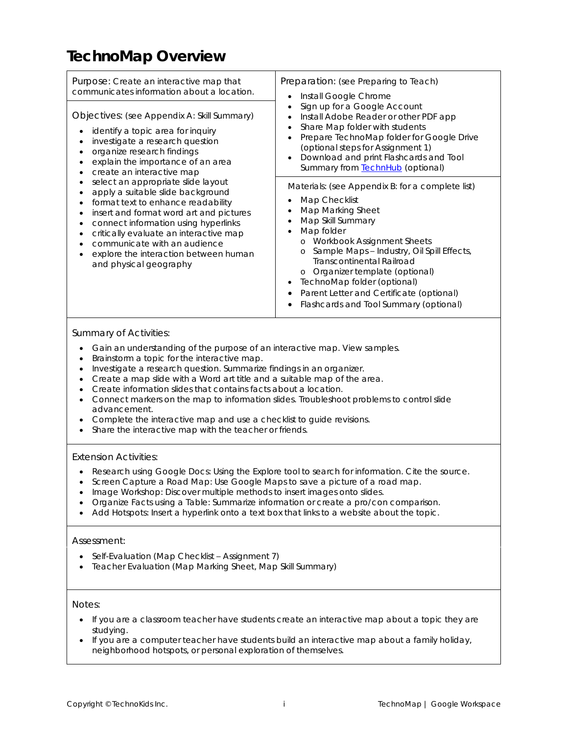# TechnoMap Overview

Purpose: Create an interactive map that communicates information about a location.

Objectives: (see Appendix A: Skill Summary)

- identify a topic area for inquiry
- investigate a research question
- organize research findings
- explain the importance of an area
- create an interactive map
- select an appropriate slide layout
- apply a suitable slide background
- format text to enhance readability
- insert and format word art and pictures
- connect information using hyperlinks
- critically evaluate an interactive map
- communicate with an audience
- explore the interaction between human and physical geography

Preparation: (see Preparing to Teach)

- Install Google Chrome
- Sign up for a Google Account
- Install Adobe Reader or other PDF app
- Share Map folder with students
- Prepare TechnoMap folder for Google Drive (optional steps for Assignment 1)
- Download and print Flashcards and Tool Summary from TechnHub (optional)

Materials: (see Appendix B: for a complete list)

- Map Checklist
- Map Marking Sheet
- Map Skill Summary
- Map folder
  - Workbook Assignment Sheets
  - Sample Maps – Industry, Oil Spill Effects, Transcontinental Railroad
  - Organizer template (optional)
- TechnoMap folder (optional)
- Parent Letter and Certificate (optional)
- Flashcards and Tool Summary (optional)

Summary of Activities:

- Gain an understanding of the purpose of an interactive map. View samples.
- Brainstorm a topic for the interactive map.
- Investigate a research question. Summarize findings in an organizer.
- Create a map slide with a Word art title and a suitable map of the area.
- Create information slides that contains facts about a location.
- Connect markers on the map to information slides. Troubleshoot problems to control slide advancement.
- Complete the interactive map and use a checklist to guide revisions.
- Share the interactive map with the teacher or friends.

Extension Activities:

- Research using Google Docs: Using the Explore tool to search for information. Cite the source.
- Screen Capture a Road Map: Use Google Maps to save a picture of a road map.
- Image Workshop: Discover multiple methods to insert images onto slides.
- Organize Facts using a Table: Summarize information or create a pro/con comparison.
- Add Hotspots: Insert a hyperlink onto a text box that links to a website about the topic.

Assessment:

- Self-Evaluation (Map Checklist – Assignment 7)
- Teacher Evaluation (Map Marking Sheet, Map Skill Summary)

Notes:

- If you are a classroom teacher have students create an interactive map about a topic they are studying.
- If you are a computer teacher have students build an interactive map about a family holiday, neighborhood hotspots, or personal exploration of themselves.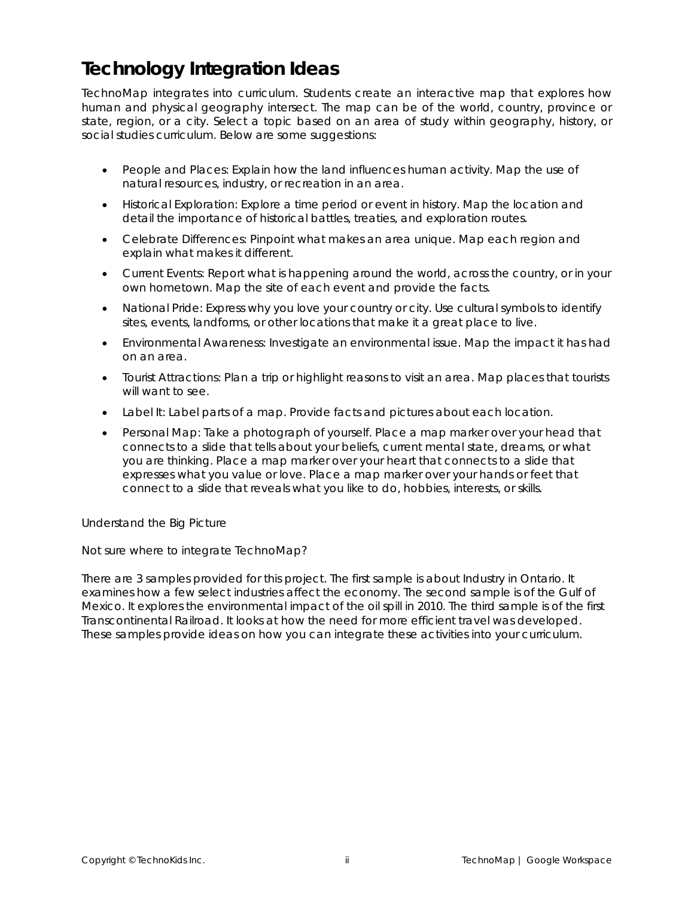# Technology Integration Ideas

TechnoMap integrates into curriculum. Students create an interactive map that explores how human and physical geography intersect. The map can be of the world, country, province or state, region, or a city. Select a topic based on an area of study within geography, history, or social studies curriculum. Below are some suggestions:

- People and Places: Explain how the land influences human activity. Map the use of natural resources, industry, or recreation in an area.
- Historical Exploration: Explore a time period or event in history. Map the location and detail the importance of historical battles, treaties, and exploration routes.
- Celebrate Differences: Pinpoint what makes an area unique. Map each region and explain what makes it different.
- Current Events: Report what is happening around the world, across the country, or in your own hometown. Map the site of each event and provide the facts.
- National Pride: Express why you love your country or city. Use cultural symbols to identify sites, events, landforms, or other locations that make it a great place to live.
- Environmental Awareness: Investigate an environmental issue. Map the impact it has had on an area.
- Tourist Attractions: Plan a trip or highlight reasons to visit an area. Map places that tourists will want to see.
- Label It: Label parts of a map. Provide facts and pictures about each location.
- Personal Map: Take a photograph of yourself. Place a map marker over your head that connects to a slide that tells about your beliefs, current mental state, dreams, or what you are thinking. Place a map marker over your heart that connects to a slide that expresses what you value or love. Place a map marker over your hands or feet that connect to a slide that reveals what you like to do, hobbies, interests, or skills.

Understand the Big Picture

Not sure where to integrate TechnoMap?

There are 3 samples provided for this project. The first sample is about Industry in Ontario. It examines how a few select industries affect the economy. The second sample is of the Gulf of Mexico. It explores the environmental impact of the oil spill in 2010. The third sample is of the first Transcontinental Railroad. It looks at how the need for more efficient travel was developed. These samples provide ideas on how you can integrate these activities into your curriculum.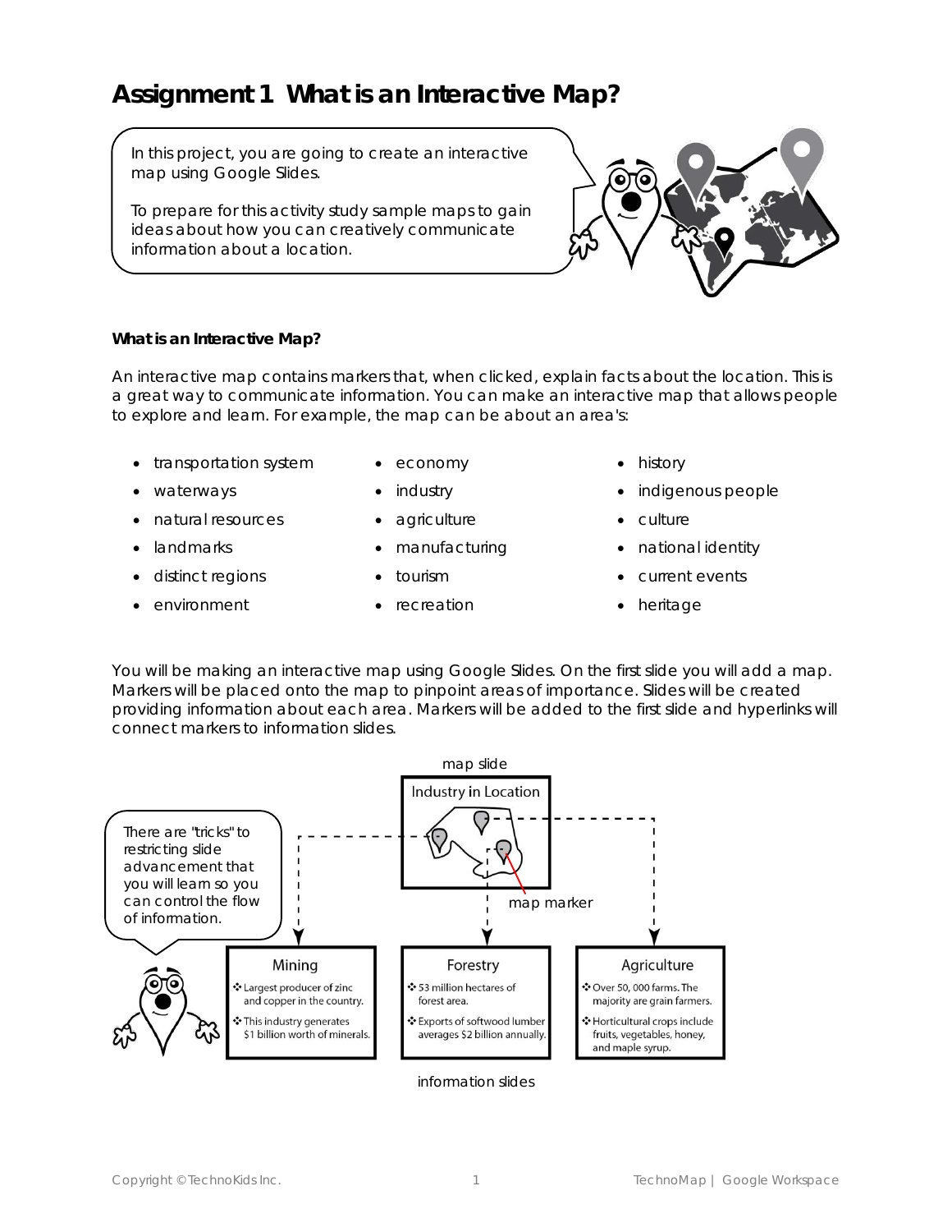# Assignment 1 What is an Interactive Map?

In this project, you are going to create an interactive map using Google Slides.

To prepare for this activity study sample maps to gain ideas about how you can creatively communicate information about a location.

**What is an Interactive Map?**

An interactive map contains markers that, when clicked, explain facts about the location. This is a great way to communicate information. You can make an interactive map that allows people to explore and learn. For example, the map can be about an area's:

- transportation system
- waterways
- natural resources
- landmarks
- distinct regions
- environment
- economy
- industry
- agriculture
- manufacturing
- tourism
- recreation
- history
- indigenous people
- culture
- national identity
- current events
- heritage

You will be making an interactive map using Google Slides. On the first slide you will add a map. Markers will be placed onto the map to pinpoint areas of importance. Slides will be created providing information about each area. Markers will be added to the first slide and hyperlinks will connect markers to information slides.

There are "tricks" to restricting slide advancement that you will learn so you can control the flow of information.

map slide

Industry in Location

map marker

Mining
- Largest producer of zinc and copper in the country.
- This industry generates $1 billion worth of minerals.

Forestry
- 53 million hectares of forest area.
- Exports of softwood lumber averages $2 billion annually.

Agriculture
- Over 50, 000 farms. The majority are grain farmers.
- Horticultural crops include fruits, vegetables, honey, and maple syrup.

information slides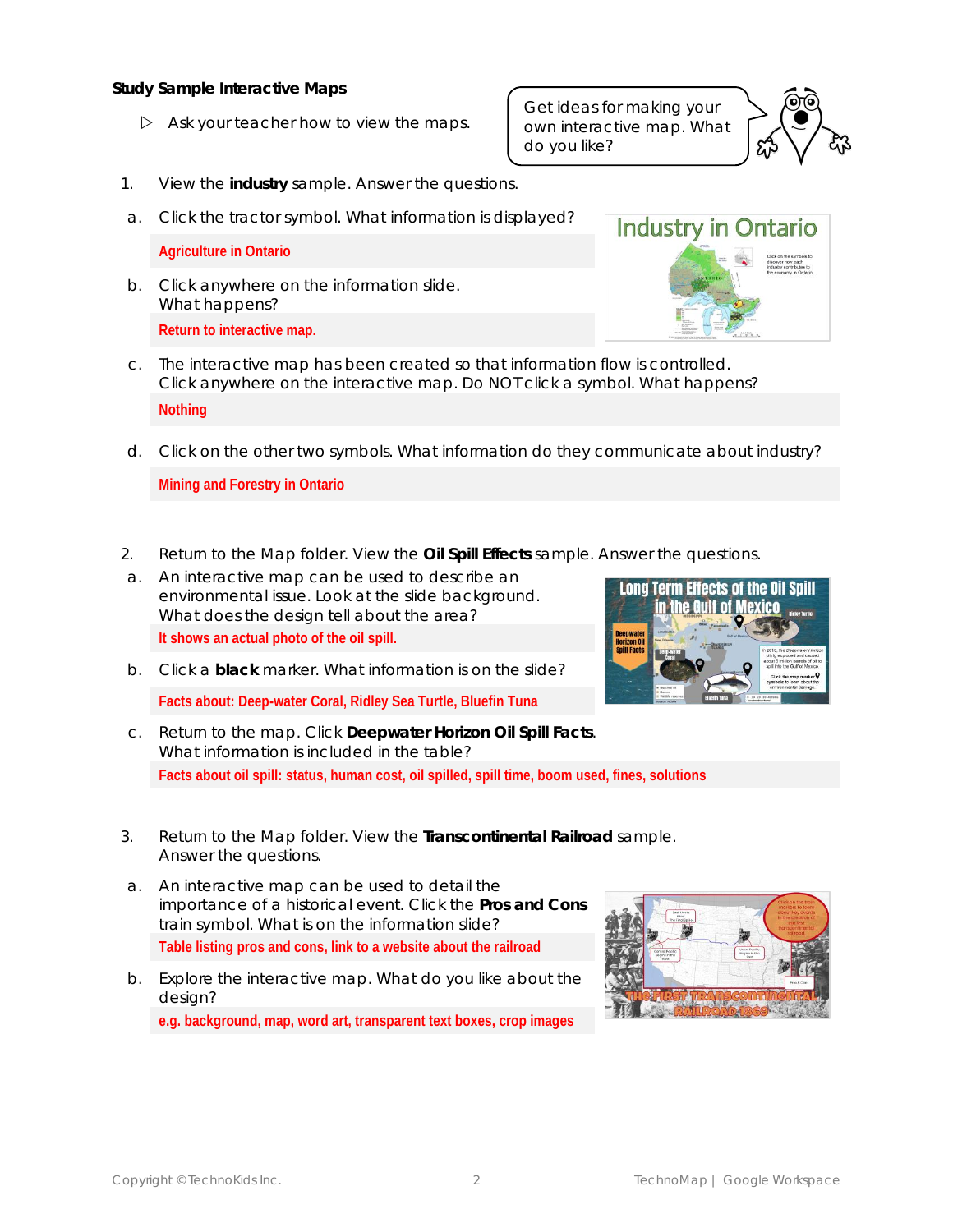**Study Sample Interactive Maps**

- ▷ Ask your teacher how to view the maps.

Get ideas for making your own interactive map. What do you like?

1. View the **industry** sample. Answer the questions.

   a. Click the tractor symbol. What information is displayed?

   Agriculture in Ontario

   b. Click anywhere on the information slide. What happens?

   Return to interactive map.

   c. The interactive map has been created so that information flow is controlled. Click anywhere on the interactive map. Do NOT click a symbol. What happens?

   Nothing

   d. Click on the other two symbols. What information do they communicate about industry?

   Mining and Forestry in Ontario

2. Return to the Map folder. View the **Oil Spill Effects** sample. Answer the questions.

   a. An interactive map can be used to describe an environmental issue. Look at the slide background. What does the design tell about the area?

   It shows an actual photo of the oil spill.

   b. Click a **black** marker. What information is on the slide?

   Facts about: Deep-water Coral, Ridley Sea Turtle, Bluefin Tuna

   c. Return to the map. Click **Deepwater Horizon Oil Spill Facts**. What information is included in the table?

   Facts about oil spill: status, human cost, oil spilled, spill time, boom used, fines, solutions

3. Return to the Map folder. View the **Transcontinental Railroad** sample. Answer the questions.

   a. An interactive map can be used to detail the importance of a historical event. Click the **Pros and Cons** train symbol. What is on the information slide?

   Table listing pros and cons, link to a website about the railroad

   b. Explore the interactive map. What do you like about the design?

   e.g. background, map, word art, transparent text boxes, crop images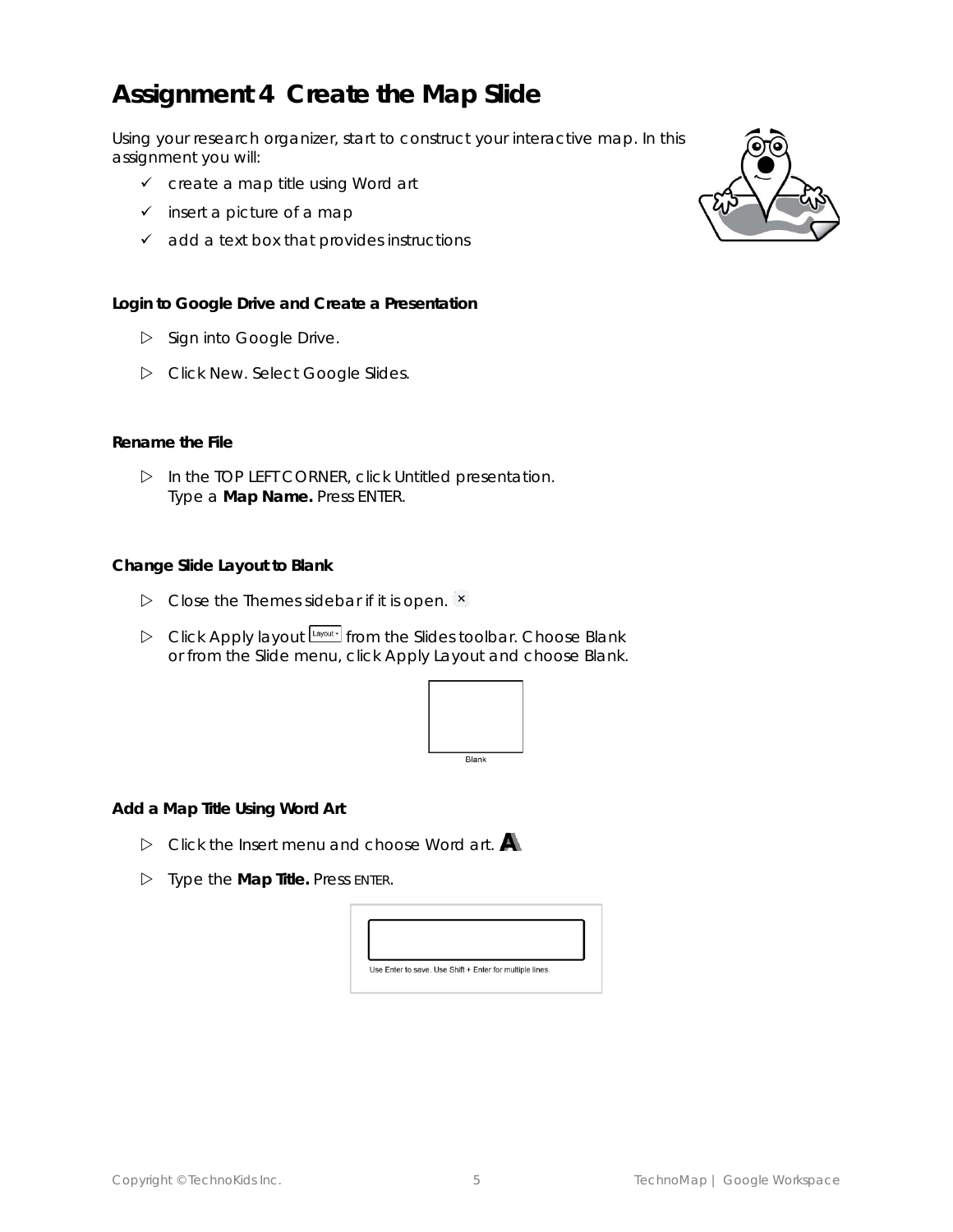# Assignment 4 Create the Map Slide

Using your research organizer, start to construct your interactive map. In this assignment you will:

- ✓ create a map title using Word art
- ✓ insert a picture of a map
- ✓ add a text box that provides instructions

**Login to Google Drive and Create a Presentation**

- ▷ Sign into Google Drive.
- ▷ Click New. Select Google Slides.

**Rename the File**

- ▷ In the TOP LEFT CORNER, click Untitled presentation. Type a **Map Name.** Press ENTER.

**Change Slide Layout to Blank**

- ▷ Close the Themes sidebar if it is open.
- ▷ Click Apply layout from the Slides toolbar. Choose Blank or from the Slide menu, click Apply Layout and choose Blank.

Blank

**Add a Map Title Using Word Art**

- ▷ Click the Insert menu and choose Word art.
- ▷ Type the **Map Title.** Press ENTER.

Use Enter to save. Use Shift + Enter for multiple lines.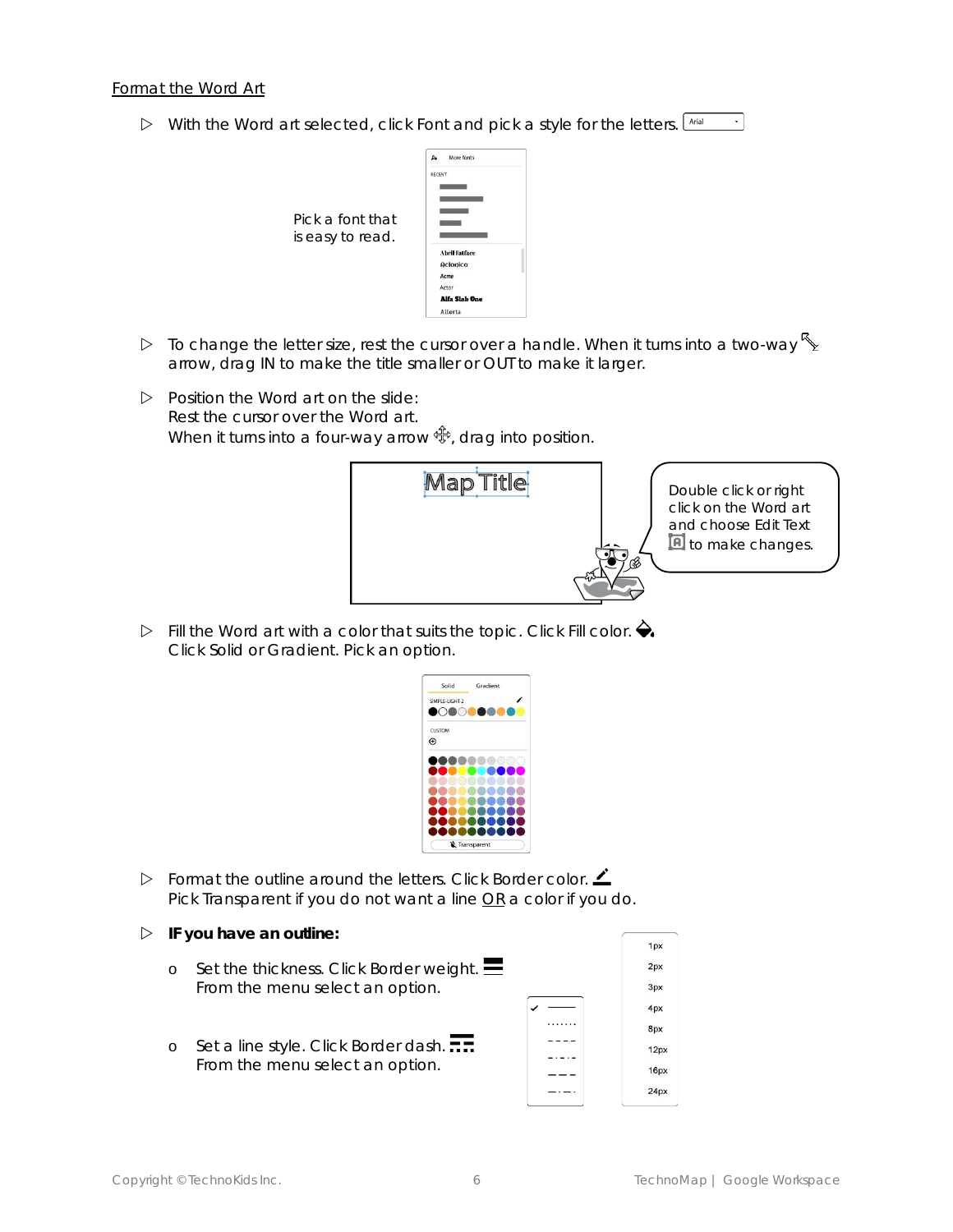Format the Word Art

▷ With the Word art selected, click Font and pick a style for the letters.

Pick a font that is easy to read.

▷ To change the letter size, rest the cursor over a handle. When it turns into a two-way arrow, drag IN to make the title smaller or OUT to make it larger.

▷ Position the Word art on the slide:
Rest the cursor over the Word art.
When it turns into a four-way arrow, drag into position.

Double click or right click on the Word art and choose Edit Text to make changes.

▷ Fill the Word art with a color that suits the topic. Click Fill color.
Click Solid or Gradient. Pick an option.

▷ Format the outline around the letters. Click Border color.
Pick Transparent if you do not want a line OR a color if you do.

▷ **IF you have an outline:**

- o Set the thickness. Click Border weight.
  From the menu select an option.

- o Set a line style. Click Border dash.
  From the menu select an option.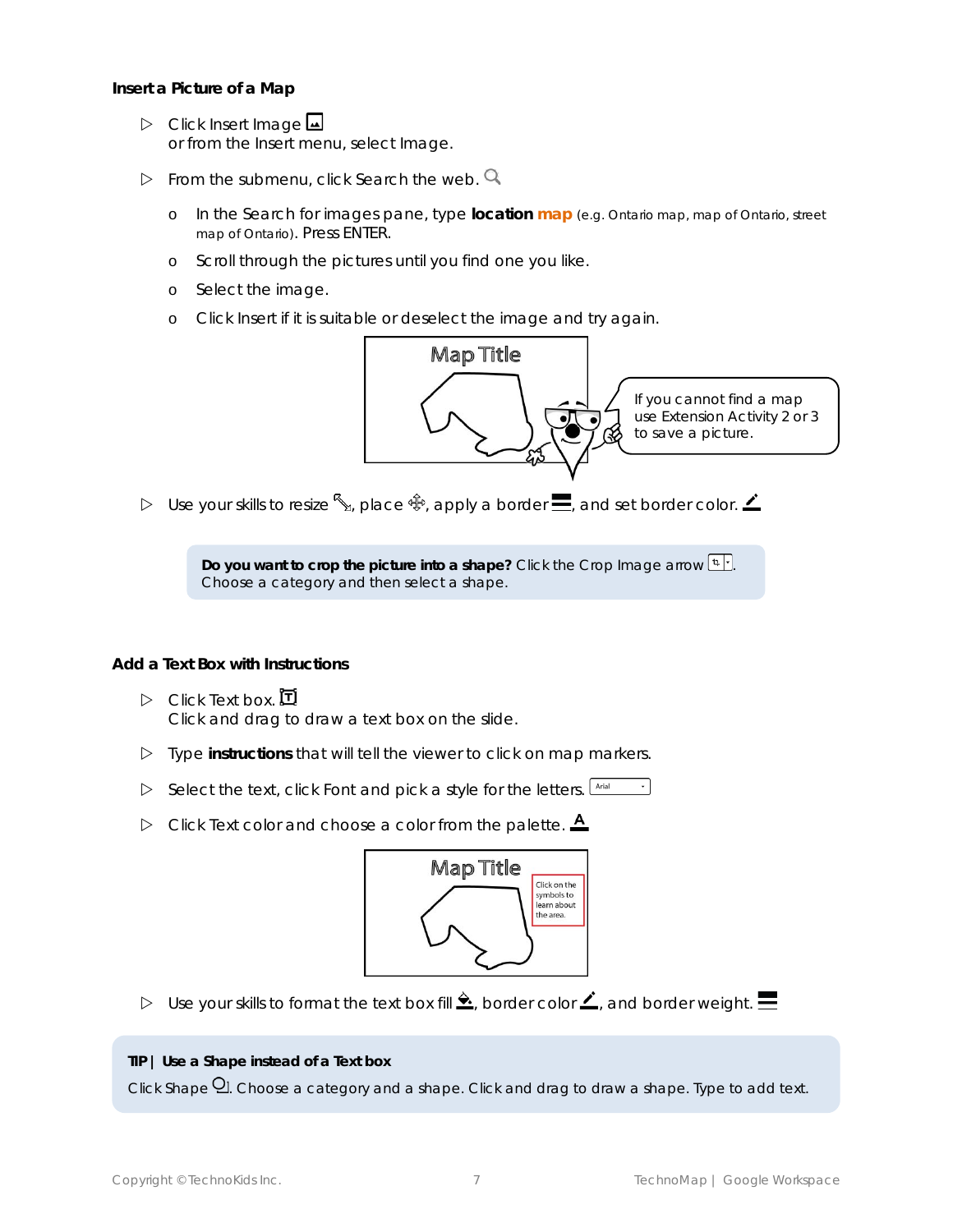## Insert a Picture of a Map

- Click Insert Image
  or from the Insert menu, select Image.
- From the submenu, click Search the web.
  - In the Search for images pane, type **location map** (e.g. Ontario map, map of Ontario, street map of Ontario). Press ENTER.
  - Scroll through the pictures until you find one you like.
  - Select the image.
  - Click Insert if it is suitable or deselect the image and try again.

If you cannot find a map use Extension Activity 2 or 3 to save a picture.

- Use your skills to resize, place, apply a border, and set border color.

**Do you want to crop the picture into a shape?** Click the Crop Image arrow. Choose a category and then select a shape.

## Add a Text Box with Instructions

- Click Text box.
  Click and drag to draw a text box on the slide.
- Type **instructions** that will tell the viewer to click on map markers.
- Select the text, click Font and pick a style for the letters.
- Click Text color and choose a color from the palette.
- Use your skills to format the text box fill, border color, and border weight.

**TIP | Use a Shape instead of a Text box**

Click Shape. Choose a category and a shape. Click and drag to draw a shape. Type to add text.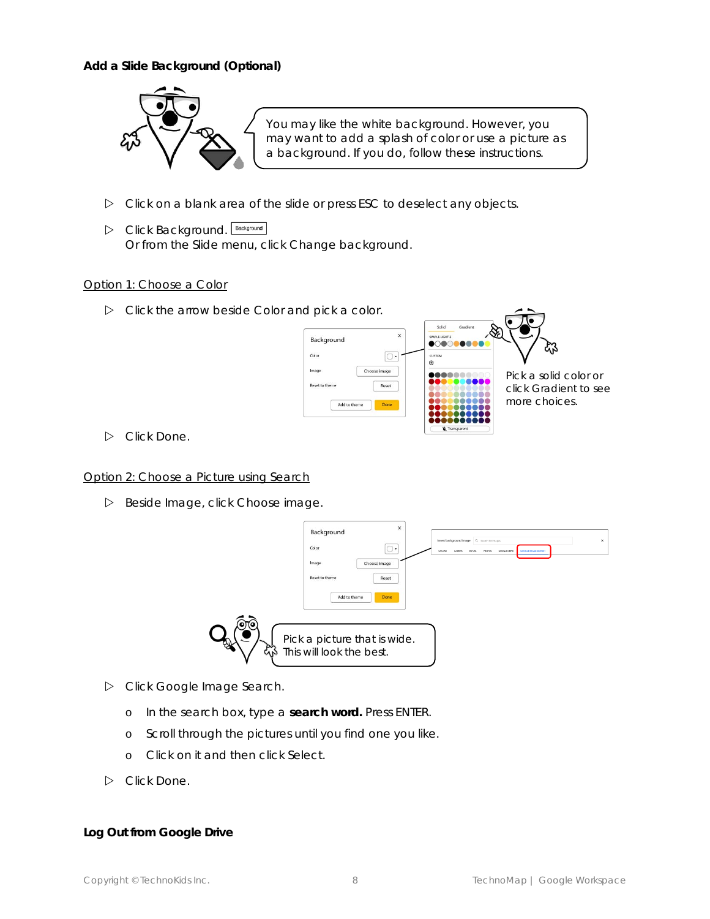### Add a Slide Background (Optional)

You may like the white background. However, you may want to add a splash of color or use a picture as a background. If you do, follow these instructions.

- Click on a blank area of the slide or press ESC to deselect any objects.
- Click Background. Background
  Or from the Slide menu, click Change background.

Option 1: Choose a Color

- Click the arrow beside Color and pick a color.

Pick a solid color or click Gradient to see more choices.

- Click Done.

Option 2: Choose a Picture using Search

- Beside Image, click Choose image.

Pick a picture that is wide. This will look the best.

- Click Google Image Search.
  - In the search box, type a **search word.** Press ENTER.
  - Scroll through the pictures until you find one you like.
  - Click on it and then click Select.
- Click Done.

### Log Out from Google Drive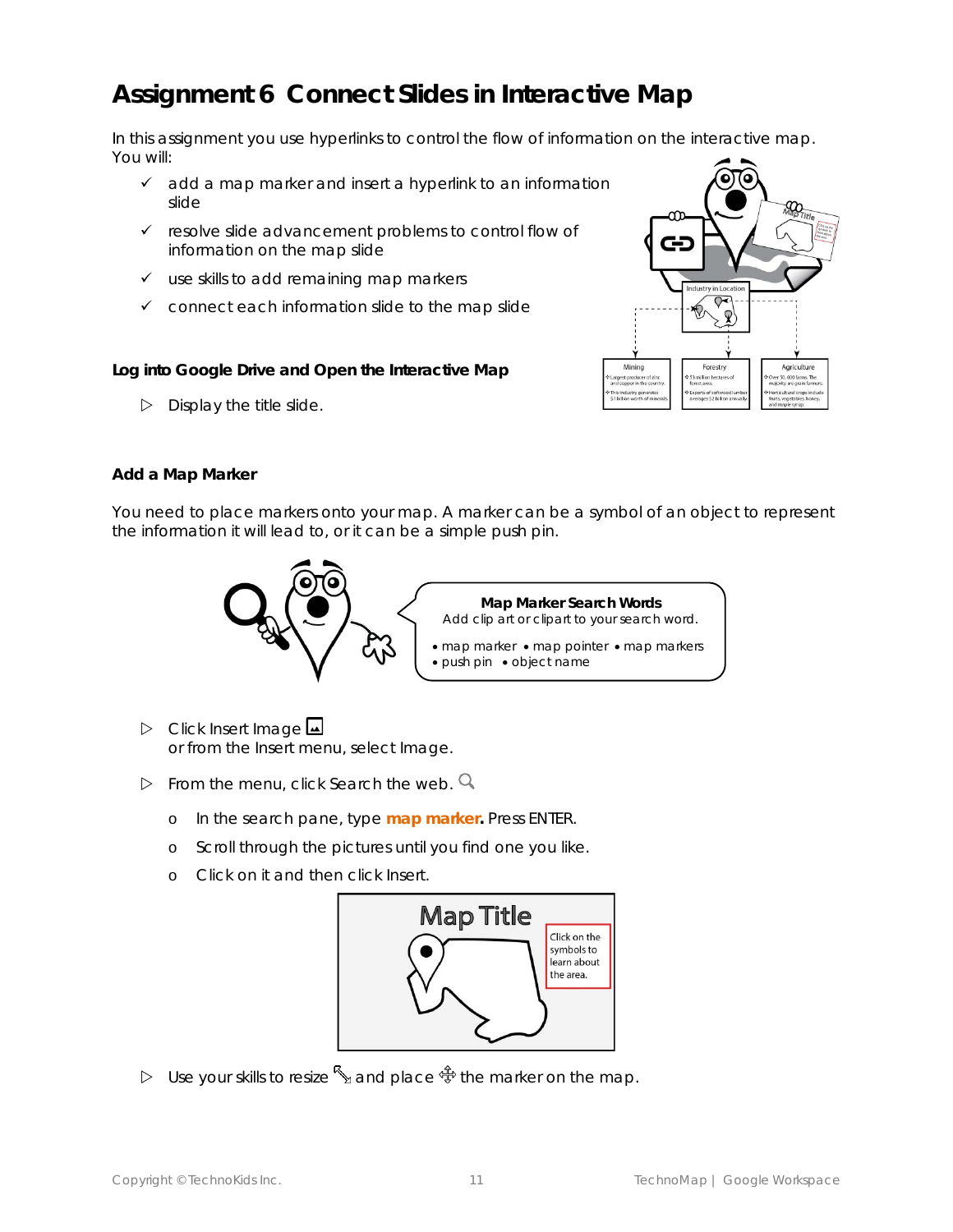# Assignment 6 Connect Slides in Interactive Map

In this assignment you use hyperlinks to control the flow of information on the interactive map. You will:

- ✓ add a map marker and insert a hyperlink to an information slide
- ✓ resolve slide advancement problems to control flow of information on the map slide
- ✓ use skills to add remaining map markers
- ✓ connect each information slide to the map slide

### Log into Google Drive and Open the Interactive Map

▷ Display the title slide.

### Add a Map Marker

You need to place markers onto your map. A marker can be a symbol of an object to represent the information it will lead to, or it can be a simple push pin.

**Map Marker Search Words**
Add clip art or clipart to your search word.

- map marker • map pointer • map markers
- push pin • object name

▷ Click Insert Image
or from the Insert menu, select Image.

▷ From the menu, click Search the web.

- o In the search pane, type **map marker.** Press ENTER.
- o Scroll through the pictures until you find one you like.
- o Click on it and then click Insert.

▷ Use your skills to resize and place the marker on the map.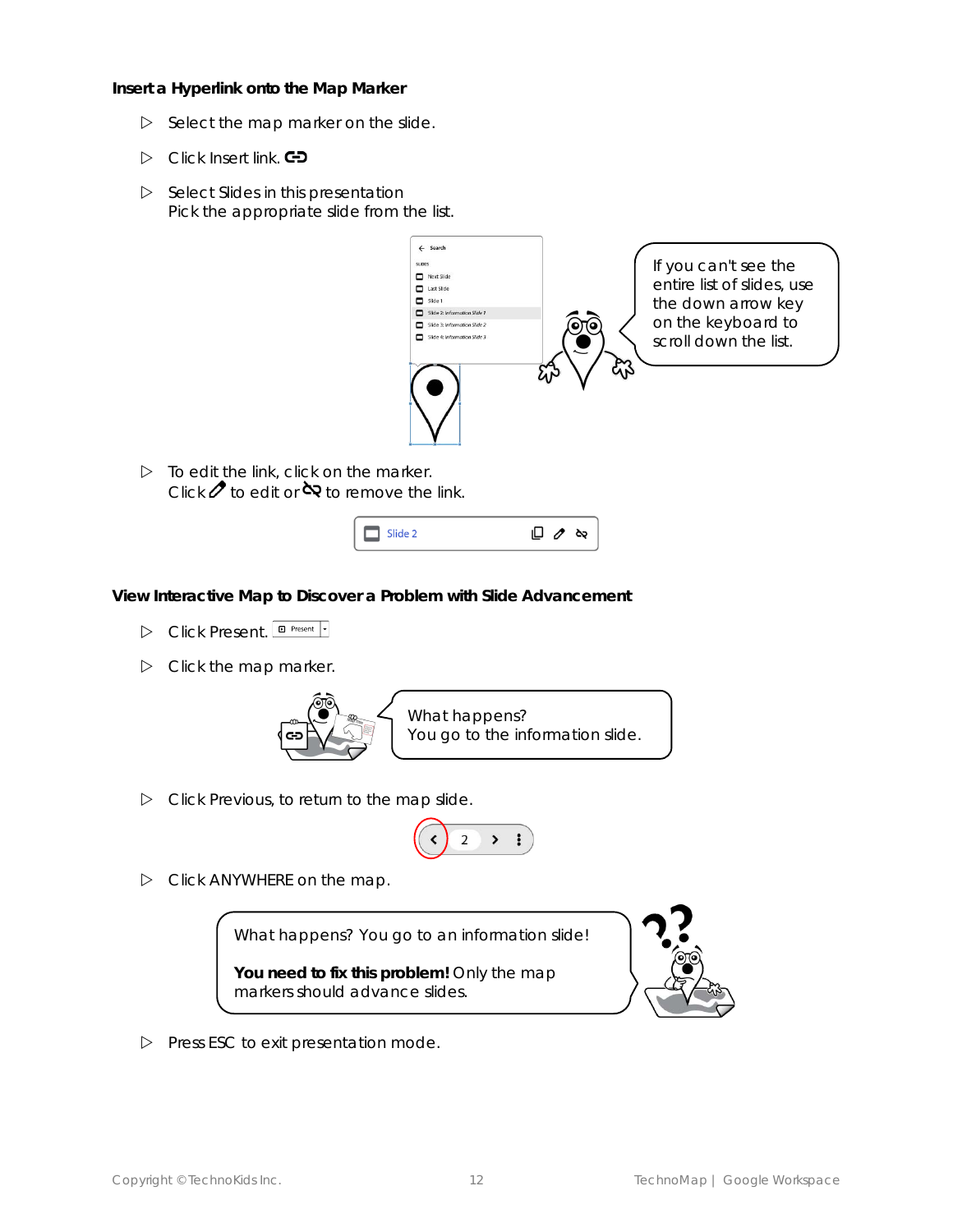### Insert a Hyperlink onto the Map Marker

- ▷ Select the map marker on the slide.
- ▷ Click Insert link.
- ▷ Select Slides in this presentation
  Pick the appropriate slide from the list.

If you can't see the entire list of slides, use the down arrow key on the keyboard to scroll down the list.

- ▷ To edit the link, click on the marker.
  Click to edit or to remove the link.

### View Interactive Map to Discover a Problem with Slide Advancement

- ▷ Click Present.
- ▷ Click the map marker.

What happens?
You go to the information slide.

- ▷ Click Previous, to return to the map slide.
- ▷ Click ANYWHERE on the map.

What happens? You go to an information slide!

**You need to fix this problem!** Only the map markers should advance slides.

- ▷ Press ESC to exit presentation mode.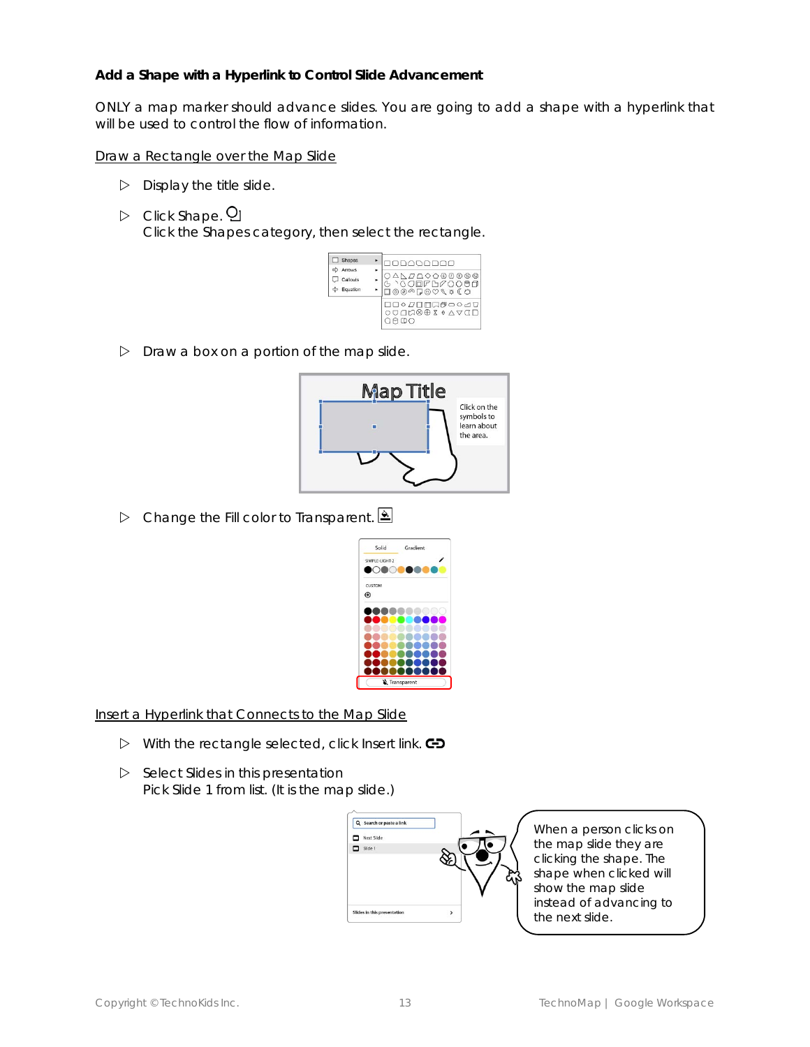**Add a Shape with a Hyperlink to Control Slide Advancement**

ONLY a map marker should advance slides. You are going to add a shape with a hyperlink that will be used to control the flow of information.

Draw a Rectangle over the Map Slide

- ▷ Display the title slide.
- ▷ Click Shape.
  Click the Shapes category, then select the rectangle.
- ▷ Draw a box on a portion of the map slide.
- ▷ Change the Fill color to Transparent.

Insert a Hyperlink that Connects to the Map Slide

- ▷ With the rectangle selected, click Insert link.
- ▷ Select Slides in this presentation
  Pick Slide 1 from list. (It is the map slide.)

When a person clicks on the map slide they are clicking the shape. The shape when clicked will show the map slide instead of advancing to the next slide.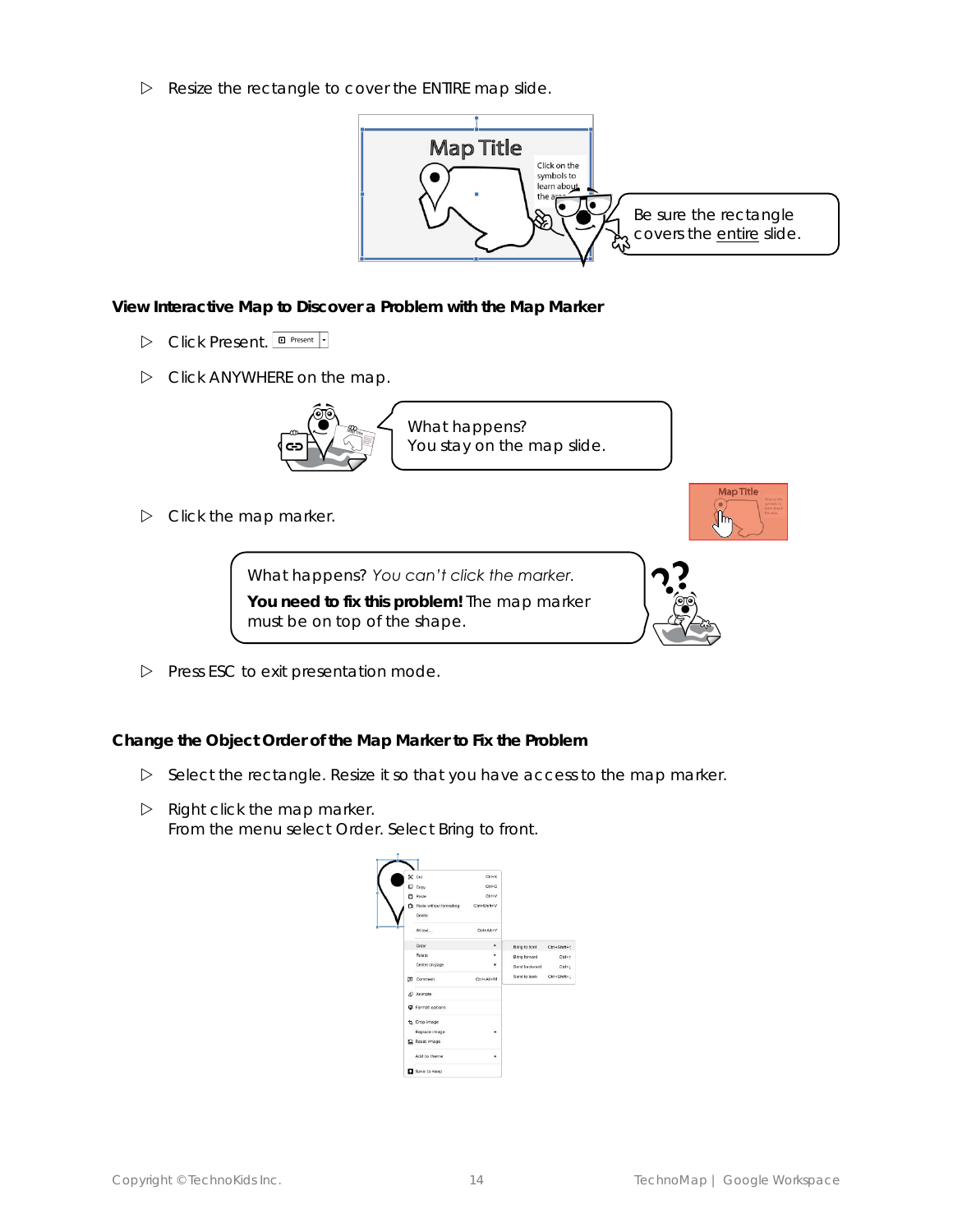- ▷ Resize the rectangle to cover the ENTIRE map slide.

Be sure the rectangle covers the entire slide.

### View Interactive Map to Discover a Problem with the Map Marker

- ▷ Click Present.
- ▷ Click ANYWHERE on the map.

What happens?
You stay on the map slide.

- ▷ Click the map marker.

What happens? *You can't click the marker.*

**You need to fix this problem!** The map marker must be on top of the shape.

- ▷ Press ESC to exit presentation mode.

### Change the Object Order of the Map Marker to Fix the Problem

- ▷ Select the rectangle. Resize it so that you have access to the map marker.
- ▷ Right click the map marker.
  From the menu select Order. Select Bring to front.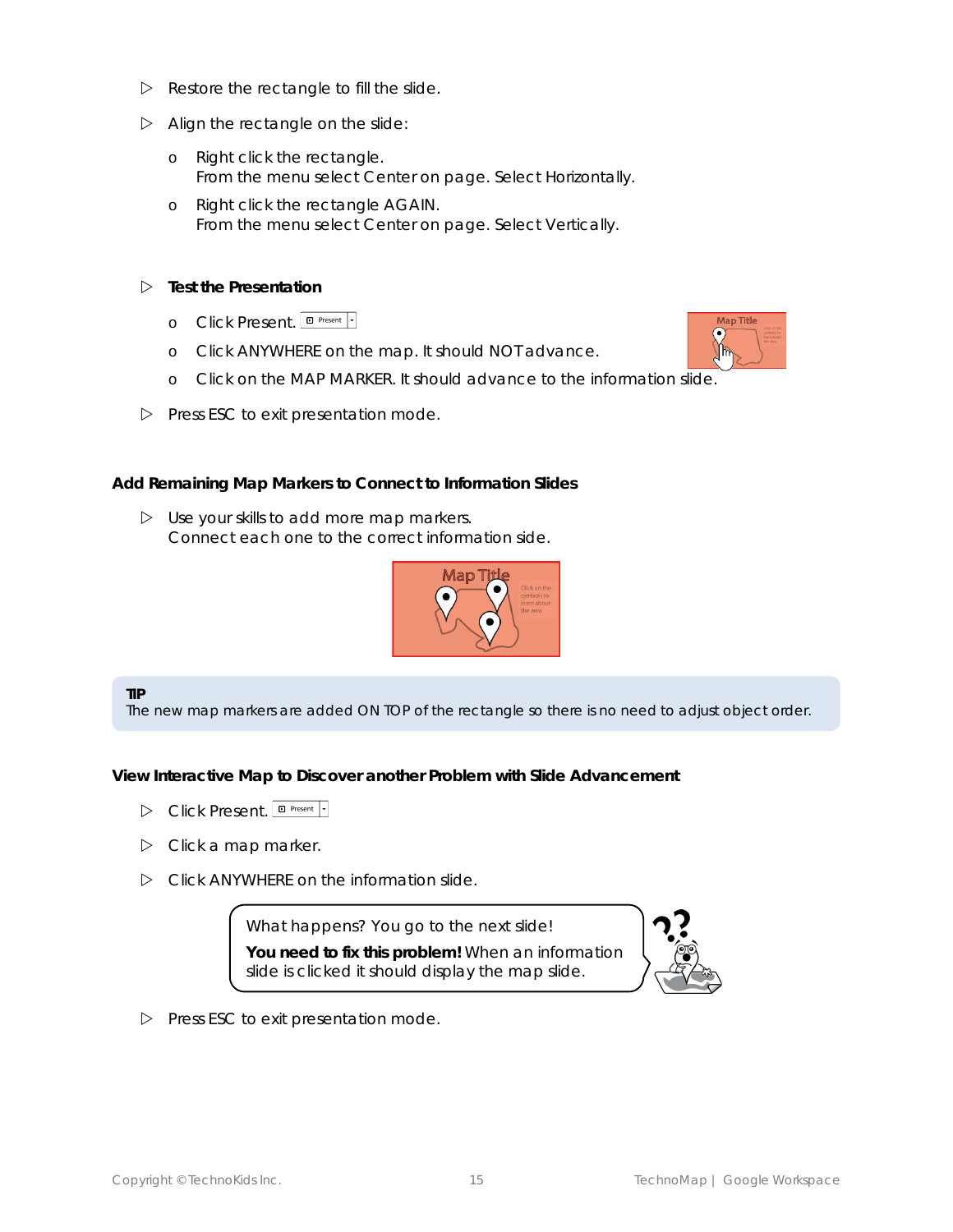- Restore the rectangle to fill the slide.
- Align the rectangle on the slide:
  - o Right click the rectangle.
    From the menu select Center on page. Select Horizontally.
  - o Right click the rectangle AGAIN.
    From the menu select Center on page. Select Vertically.

- **Test the Presentation**
  - o Click Present.
  - o Click ANYWHERE on the map. It should NOT advance.
  - o Click on the MAP MARKER. It should advance to the information slide.
- Press ESC to exit presentation mode.

### Add Remaining Map Markers to Connect to Information Slides

- Use your skills to add more map markers.
  Connect each one to the correct information side.

**TIP**
The new map markers are added ON TOP of the rectangle so there is no need to adjust object order.

### View Interactive Map to Discover another Problem with Slide Advancement

- Click Present.
- Click a map marker.
- Click ANYWHERE on the information slide.

What happens? You go to the next slide!
**You need to fix this problem!** When an information slide is clicked it should display the map slide.

- Press ESC to exit presentation mode.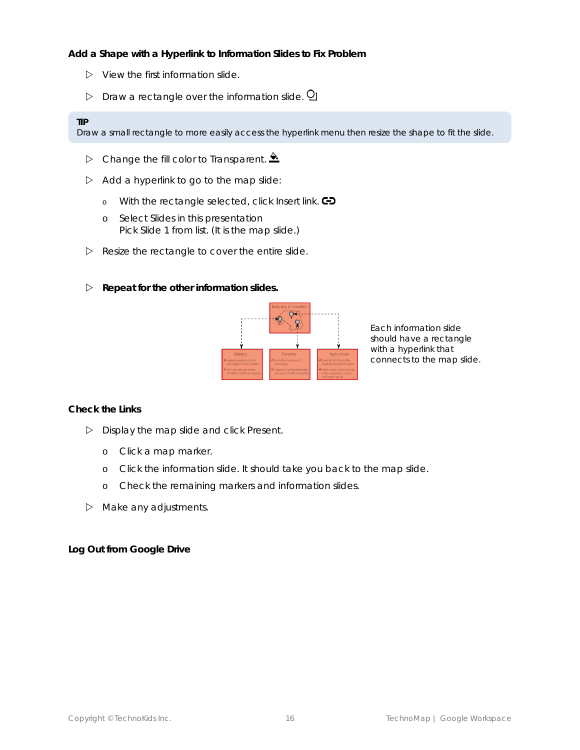### Add a Shape with a Hyperlink to Information Slides to Fix Problem

- View the first information slide.
- Draw a rectangle over the information slide.

**TIP**
Draw a small rectangle to more easily access the hyperlink menu then resize the shape to fit the slide.

- Change the fill color to Transparent.
- Add a hyperlink to go to the map slide:
  - With the rectangle selected, click Insert link.
  - Select Slides in this presentation
    Pick Slide 1 from list. (It is the map slide.)
- Resize the rectangle to cover the entire slide.

- **Repeat for the other information slides.**

Each information slide should have a rectangle with a hyperlink that connects to the map slide.

### Check the Links

- Display the map slide and click Present.
  - Click a map marker.
  - Click the information slide. It should take you back to the map slide.
  - Check the remaining markers and information slides.
- Make any adjustments.

### Log Out from Google Drive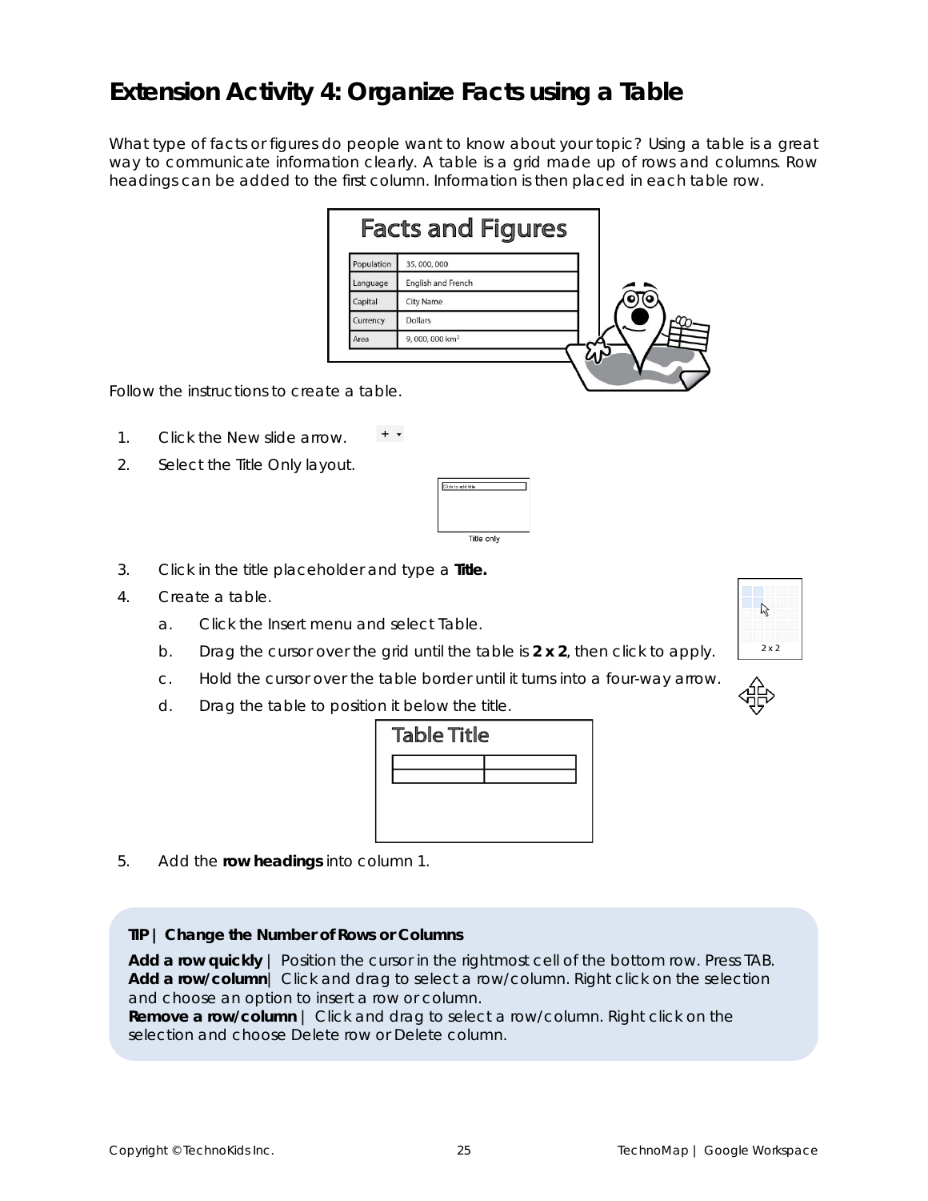# Extension Activity 4: Organize Facts using a Table

What type of facts or figures do people want to know about your topic? Using a table is a great way to communicate information clearly. A table is a grid made up of rows and columns. Row headings can be added to the first column. Information is then placed in each table row.

Follow the instructions to create a table.

1. Click the New slide arrow.
2. Select the Title Only layout.
3. Click in the title placeholder and type a **Title.**
4. Create a table.
   a. Click the Insert menu and select Table.
   b. Drag the cursor over the grid until the table is **2 x 2**, then click to apply.
   c. Hold the cursor over the table border until it turns into a four-way arrow.
   d. Drag the table to position it below the title.
5. Add the **row headings** into column 1.

**TIP | Change the Number of Rows or Columns**

**Add a row quickly** | Position the cursor in the rightmost cell of the bottom row. Press TAB.
**Add a row/column**| Click and drag to select a row/column. Right click on the selection and choose an option to insert a row or column.
**Remove a row/column** | Click and drag to select a row/column. Right click on the selection and choose Delete row or Delete column.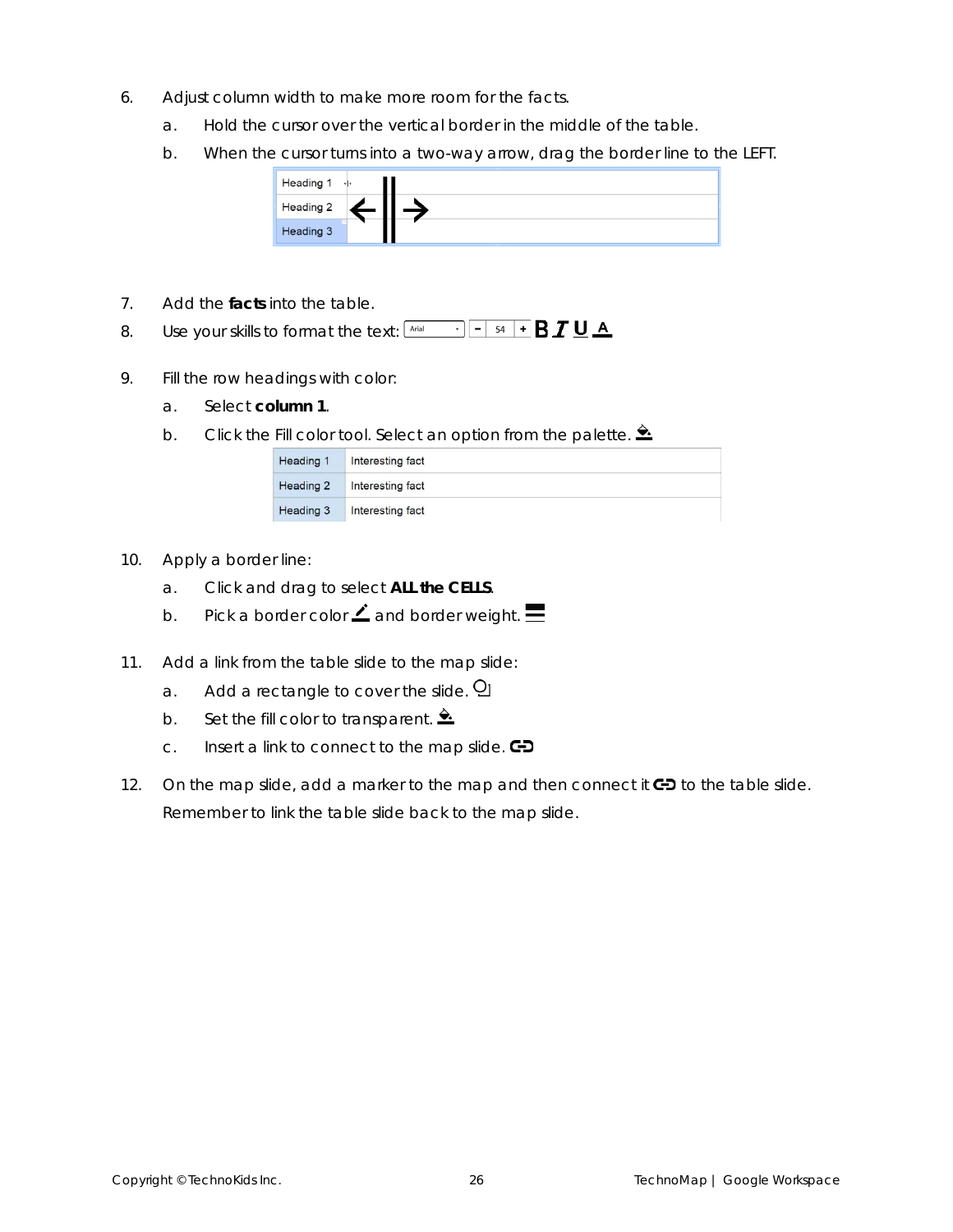6. Adjust column width to make more room for the facts.
    a. Hold the cursor over the vertical border in the middle of the table.
    b. When the cursor turns into a two-way arrow, drag the border line to the LEFT.

| Heading 1 | |
| --- | --- |
| Heading 2 | |
| Heading 3 | |

7. Add the **facts** into the table.
8. Use your skills to format the text: Arial - 54 + **B** *I* U A

9. Fill the row headings with color:
    a. Select **column 1**.
    b. Click the Fill color tool. Select an option from the palette.

| Heading 1 | Interesting fact |
| --- | --- |
| Heading 2 | Interesting fact |
| Heading 3 | Interesting fact |

10. Apply a border line:
    a. Click and drag to select **ALL the CELLS**.
    b. Pick a border color and border weight.

11. Add a link from the table slide to the map slide:
    a. Add a rectangle to cover the slide.
    b. Set the fill color to transparent.
    c. Insert a link to connect to the map slide.

12. On the map slide, add a marker to the map and then connect it to the table slide. Remember to link the table slide back to the map slide.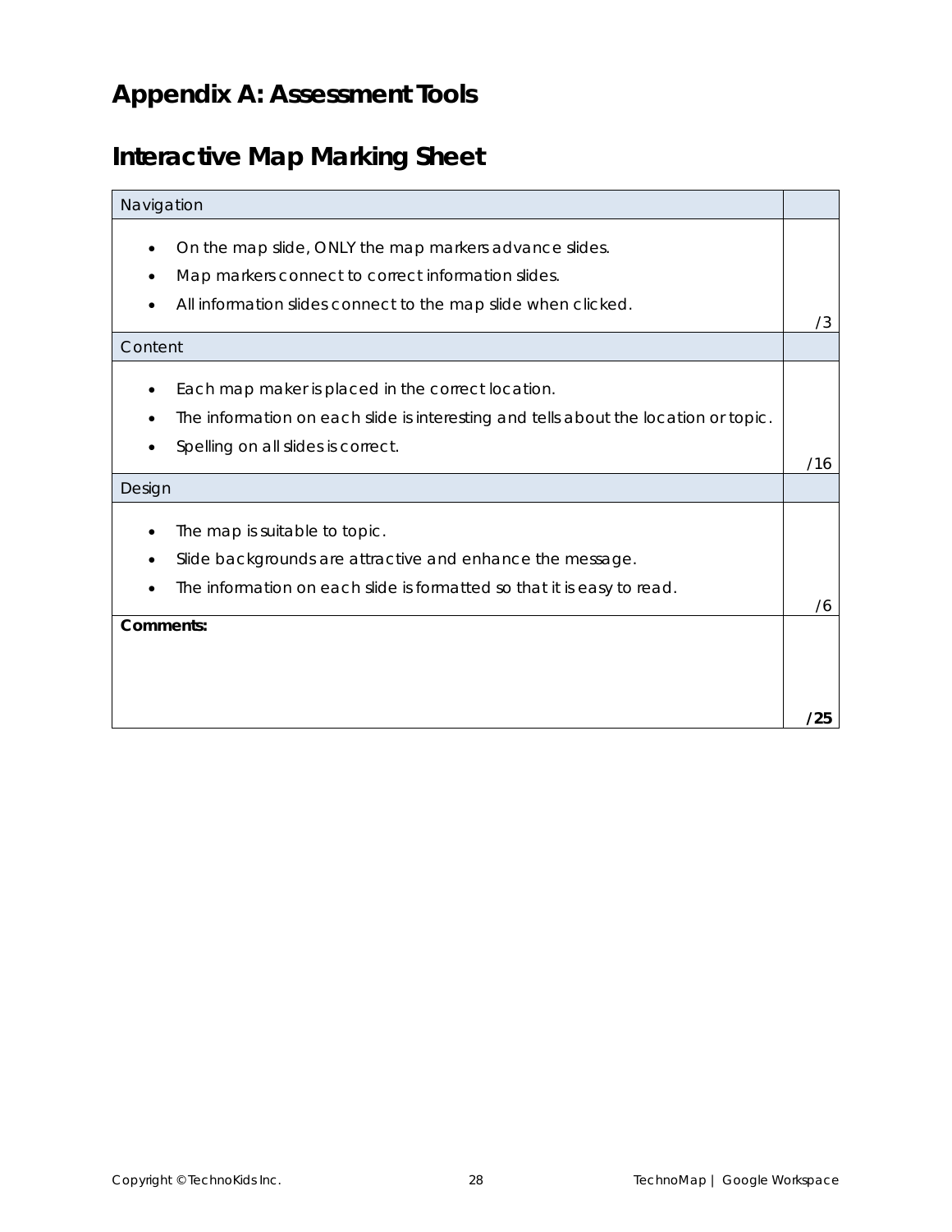# Appendix A: Assessment Tools

## Interactive Map Marking Sheet

| Navigation | |
|---|---|
| • On the map slide, ONLY the map markers advance slides.<br>• Map markers connect to correct information slides.<br>• All information slides connect to the map slide when clicked. | /3 |
| Content | |
| • Each map maker is placed in the correct location.<br>• The information on each slide is interesting and tells about the location or topic.<br>• Spelling on all slides is correct. | /16 |
| Design | |
| • The map is suitable to topic.<br>• Slide backgrounds are attractive and enhance the message.<br>• The information on each slide is formatted so that it is easy to read. | /6 |
| **Comments:** | **/25** |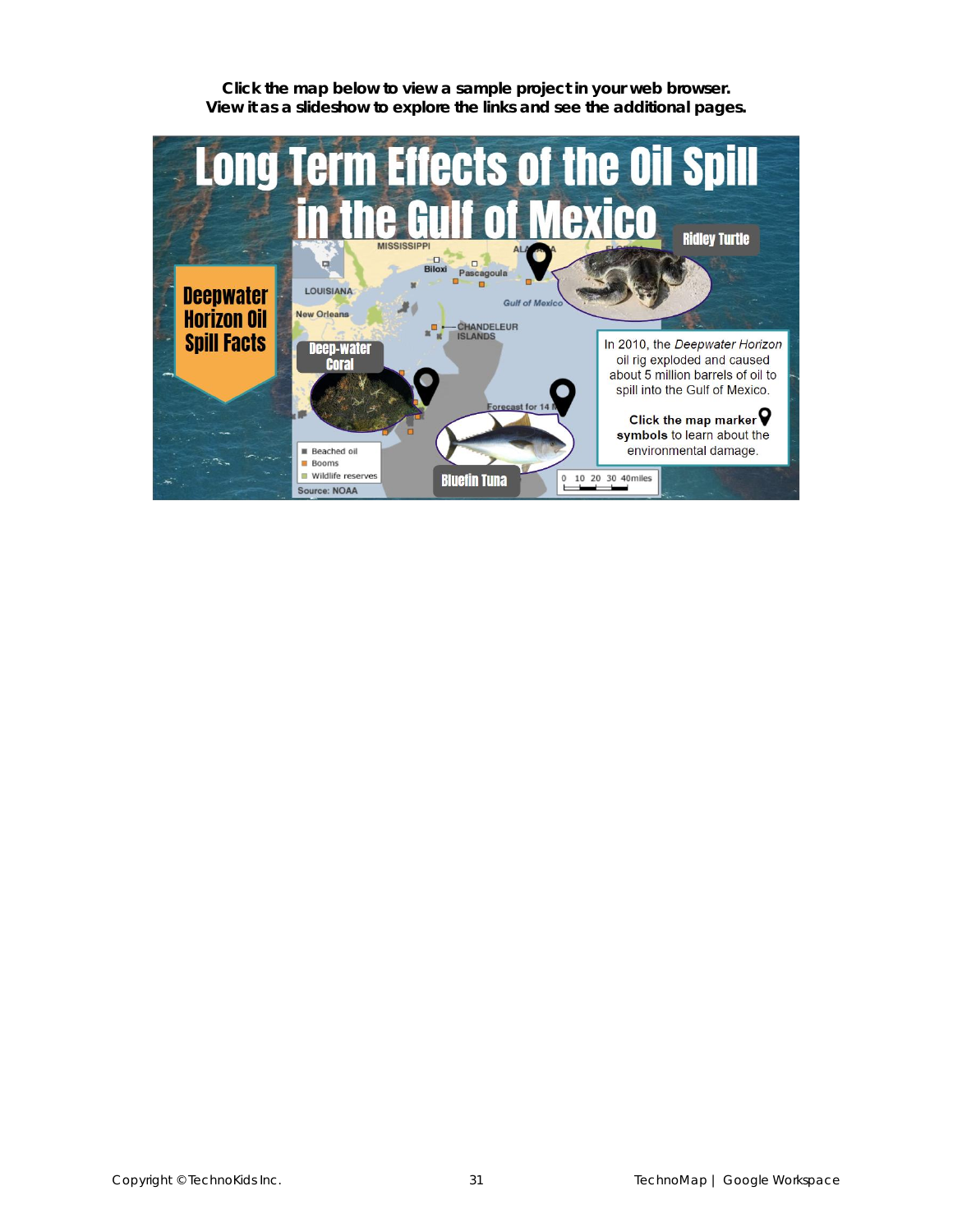**Click the map below to view a sample project in your web browser.**
**View it as a slideshow to explore the links and see the additional pages.**

# Long Term Effects of the Oil Spill in the Gulf of Mexico

**Deepwater Horizon Oil Spill Facts**

Ridley Turtle

Deep-water Coral

Bluefin Tuna

In 2010, the *Deepwater Horizon* oil rig exploded and caused about 5 million barrels of oil to spill into the Gulf of Mexico.

**Click the map marker symbols** to learn about the environmental damage.